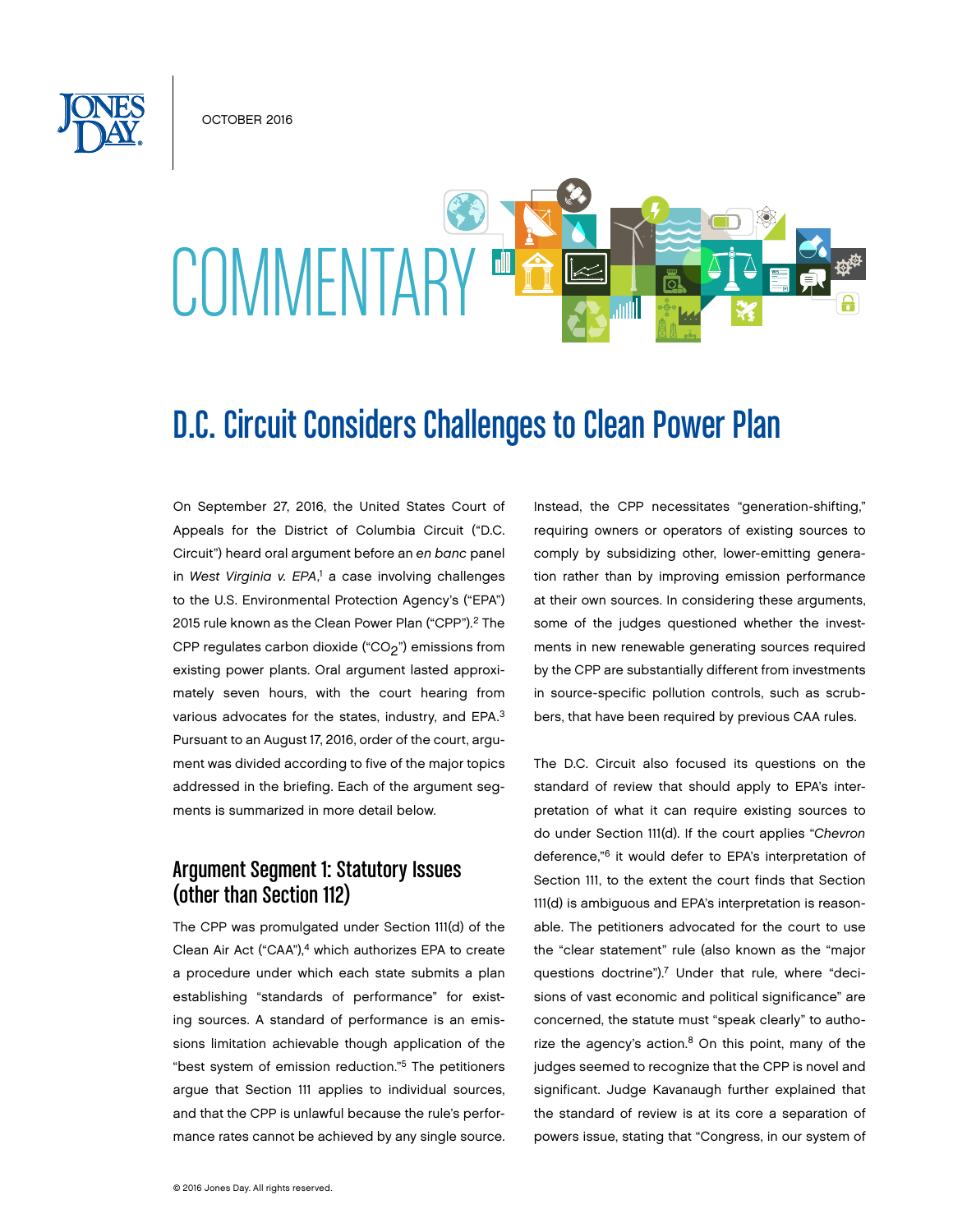OCTOBER 2016

# COMMENTARY

## D.C. Circuit Considers Challenges to Clean Power Plan

On September 27, 2016, the United States Court of Appeals for the District of Columbia Circuit ("D.C. Circuit") heard oral argument before an *en banc* panel in *West Virginia v. EPA*,[1] a case involving challenges to the U.S. Environmental Protection Agency's ("EPA") 2015 rule known as the Clean Power Plan ("CPP").[2] The CPP regulates carbon dioxide ("$CO_2$") emissions from existing power plants. Oral argument lasted approximately seven hours, with the court hearing from various advocates for the states, industry, and EPA.[3] Pursuant to an August 17, 2016, order of the court, argument was divided according to five of the major topics addressed in the briefing. Each of the argument segments is summarized in more detail below.

### Argument Segment 1: Statutory Issues (other than Section 112)

The CPP was promulgated under Section 111(d) of the Clean Air Act ("CAA"),[4] which authorizes EPA to create a procedure under which each state submits a plan establishing "standards of performance" for existing sources. A standard of performance is an emissions limitation achievable though application of the "best system of emission reduction."[5] The petitioners argue that Section 111 applies to individual sources, and that the CPP is unlawful because the rule's performance rates cannot be achieved by any single source. Instead, the CPP necessitates "generation-shifting," requiring owners or operators of existing sources to comply by subsidizing other, lower-emitting generation rather than by improving emission performance at their own sources. In considering these arguments, some of the judges questioned whether the investments in new renewable generating sources required by the CPP are substantially different from investments in source-specific pollution controls, such as scrubbers, that have been required by previous CAA rules.

The D.C. Circuit also focused its questions on the standard of review that should apply to EPA's interpretation of what it can require existing sources to do under Section 111(d). If the court applies "*Chevron* deference,"[6] it would defer to EPA's interpretation of Section 111, to the extent the court finds that Section 111(d) is ambiguous and EPA's interpretation is reasonable. The petitioners advocated for the court to use the "clear statement" rule (also known as the "major questions doctrine").[7] Under that rule, where "decisions of vast economic and political significance" are concerned, the statute must "speak clearly" to authorize the agency's action.[8] On this point, many of the judges seemed to recognize that the CPP is novel and significant. Judge Kavanaugh further explained that the standard of review is at its core a separation of powers issue, stating that "Congress, in our system of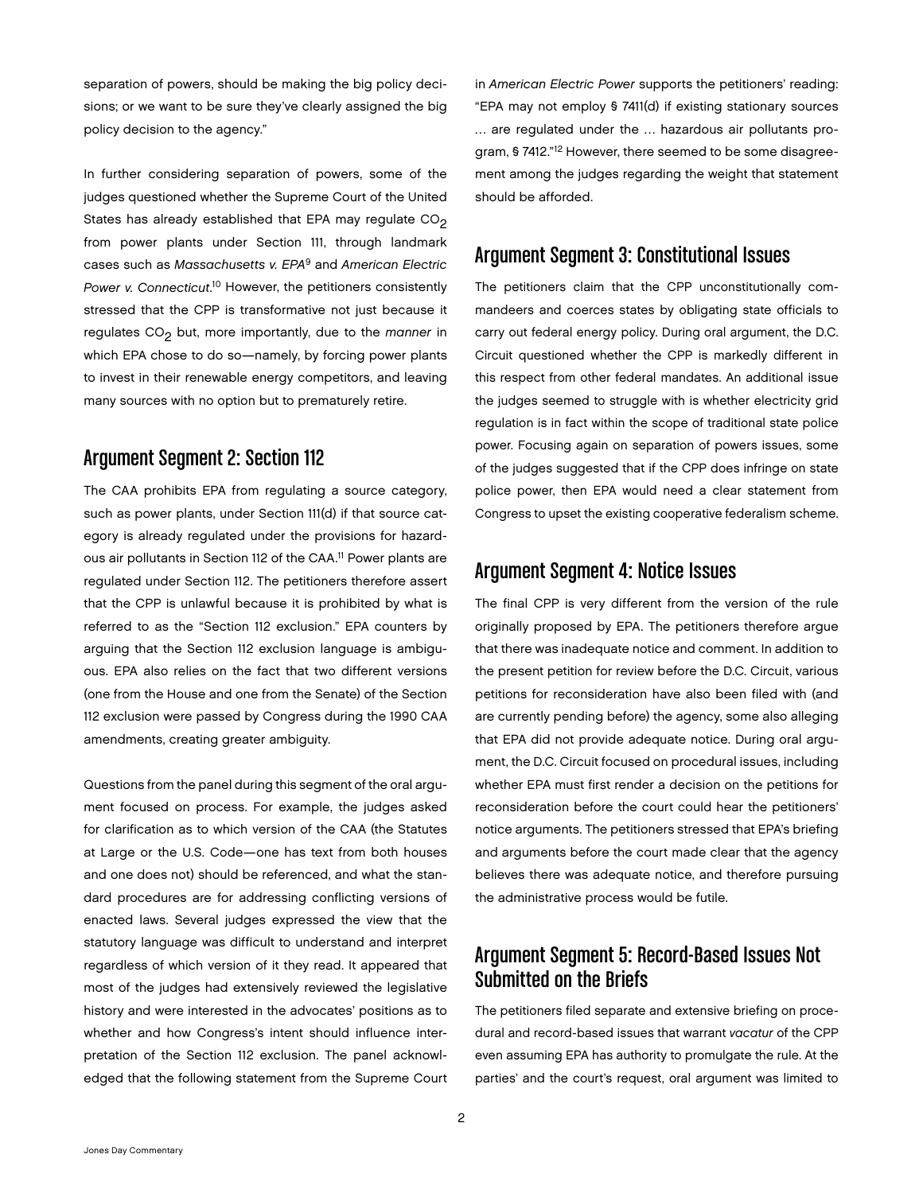separation of powers, should be making the big policy decisions; or we want to be sure they've clearly assigned the big policy decision to the agency."

In further considering separation of powers, some of the judges questioned whether the Supreme Court of the United States has already established that EPA may regulate $CO_2$ from power plants under Section 111, through landmark cases such as *Massachusetts v. EPA*[9] and *American Electric Power v. Connecticut*.[10] However, the petitioners consistently stressed that the CPP is transformative not just because it regulates $CO_2$ but, more importantly, due to the *manner* in which EPA chose to do so—namely, by forcing power plants to invest in their renewable energy competitors, and leaving many sources with no option but to prematurely retire.

## Argument Segment 2: Section 112

The CAA prohibits EPA from regulating a source category, such as power plants, under Section 111(d) if that source category is already regulated under the provisions for hazardous air pollutants in Section 112 of the CAA.[11] Power plants are regulated under Section 112. The petitioners therefore assert that the CPP is unlawful because it is prohibited by what is referred to as the "Section 112 exclusion." EPA counters by arguing that the Section 112 exclusion language is ambiguous. EPA also relies on the fact that two different versions (one from the House and one from the Senate) of the Section 112 exclusion were passed by Congress during the 1990 CAA amendments, creating greater ambiguity.

Questions from the panel during this segment of the oral argument focused on process. For example, the judges asked for clarification as to which version of the CAA (the Statutes at Large or the U.S. Code—one has text from both houses and one does not) should be referenced, and what the standard procedures are for addressing conflicting versions of enacted laws. Several judges expressed the view that the statutory language was difficult to understand and interpret regardless of which version of it they read. It appeared that most of the judges had extensively reviewed the legislative history and were interested in the advocates' positions as to whether and how Congress's intent should influence interpretation of the Section 112 exclusion. The panel acknowledged that the following statement from the Supreme Court in *American Electric Power* supports the petitioners' reading: "EPA may not employ § 7411(d) if existing stationary sources … are regulated under the … hazardous air pollutants program, § 7412."[12] However, there seemed to be some disagreement among the judges regarding the weight that statement should be afforded.

## Argument Segment 3: Constitutional Issues

The petitioners claim that the CPP unconstitutionally commandeers and coerces states by obligating state officials to carry out federal energy policy. During oral argument, the D.C. Circuit questioned whether the CPP is markedly different in this respect from other federal mandates. An additional issue the judges seemed to struggle with is whether electricity grid regulation is in fact within the scope of traditional state police power. Focusing again on separation of powers issues, some of the judges suggested that if the CPP does infringe on state police power, then EPA would need a clear statement from Congress to upset the existing cooperative federalism scheme.

## Argument Segment 4: Notice Issues

The final CPP is very different from the version of the rule originally proposed by EPA. The petitioners therefore argue that there was inadequate notice and comment. In addition to the present petition for review before the D.C. Circuit, various petitions for reconsideration have also been filed with (and are currently pending before) the agency, some also alleging that EPA did not provide adequate notice. During oral argument, the D.C. Circuit focused on procedural issues, including whether EPA must first render a decision on the petitions for reconsideration before the court could hear the petitioners' notice arguments. The petitioners stressed that EPA's briefing and arguments before the court made clear that the agency believes there was adequate notice, and therefore pursuing the administrative process would be futile.

## Argument Segment 5: Record-Based Issues Not Submitted on the Briefs

The petitioners filed separate and extensive briefing on procedural and record-based issues that warrant *vacatur* of the CPP even assuming EPA has authority to promulgate the rule. At the parties' and the court's request, oral argument was limited to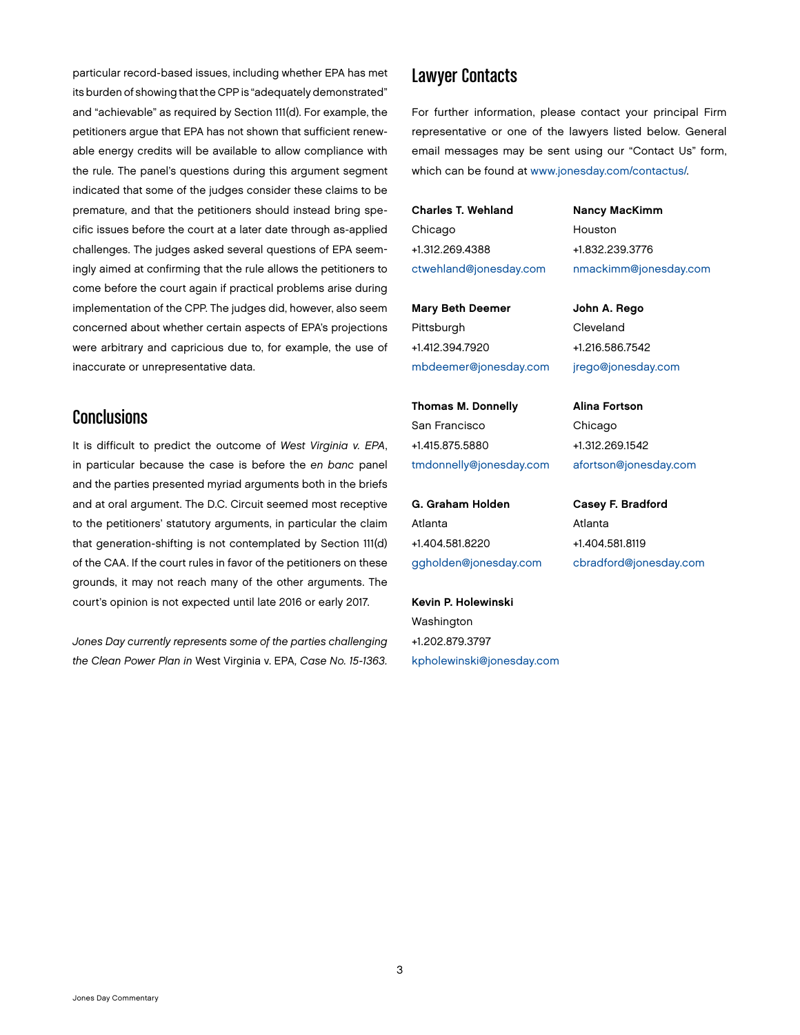particular record-based issues, including whether EPA has met its burden of showing that the CPP is "adequately demonstrated" and "achievable" as required by Section 111(d). For example, the petitioners argue that EPA has not shown that sufficient renewable energy credits will be available to allow compliance with the rule. The panel's questions during this argument segment indicated that some of the judges consider these claims to be premature, and that the petitioners should instead bring specific issues before the court at a later date through as-applied challenges. The judges asked several questions of EPA seemingly aimed at confirming that the rule allows the petitioners to come before the court again if practical problems arise during implementation of the CPP. The judges did, however, also seem concerned about whether certain aspects of EPA's projections were arbitrary and capricious due to, for example, the use of inaccurate or unrepresentative data.

## Conclusions

It is difficult to predict the outcome of *West Virginia v. EPA*, in particular because the case is before the *en banc* panel and the parties presented myriad arguments both in the briefs and at oral argument. The D.C. Circuit seemed most receptive to the petitioners' statutory arguments, in particular the claim that generation-shifting is not contemplated by Section 111(d) of the CAA. If the court rules in favor of the petitioners on these grounds, it may not reach many of the other arguments. The court's opinion is not expected until late 2016 or early 2017.

*Jones Day currently represents some of the parties challenging the Clean Power Plan in* West Virginia v. EPA*, Case No. 15-1363.*

## Lawyer Contacts

For further information, please contact your principal Firm representative or one of the lawyers listed below. General email messages may be sent using our "Contact Us" form, which can be found at www.jonesday.com/contactus/.

**Charles T. Wehland**
Chicago
+1.312.269.4388
ctwehland@jonesday.com

**Nancy MacKimm**
Houston
+1.832.239.3776
nmackimm@jonesday.com

**Mary Beth Deemer**
Pittsburgh
+1.412.394.7920
mbdeemer@jonesday.com

**John A. Rego**
Cleveland
+1.216.586.7542
jrego@jonesday.com

**Thomas M. Donnelly**
San Francisco
+1.415.875.5880
tmdonnelly@jonesday.com

**Alina Fortson**
Chicago
+1.312.269.1542
afortson@jonesday.com

**G. Graham Holden**
Atlanta
+1.404.581.8220
ggholden@jonesday.com

**Casey F. Bradford**
Atlanta
+1.404.581.8119
cbradford@jonesday.com

**Kevin P. Holewinski**
Washington
+1.202.879.3797
kpholewinski@jonesday.com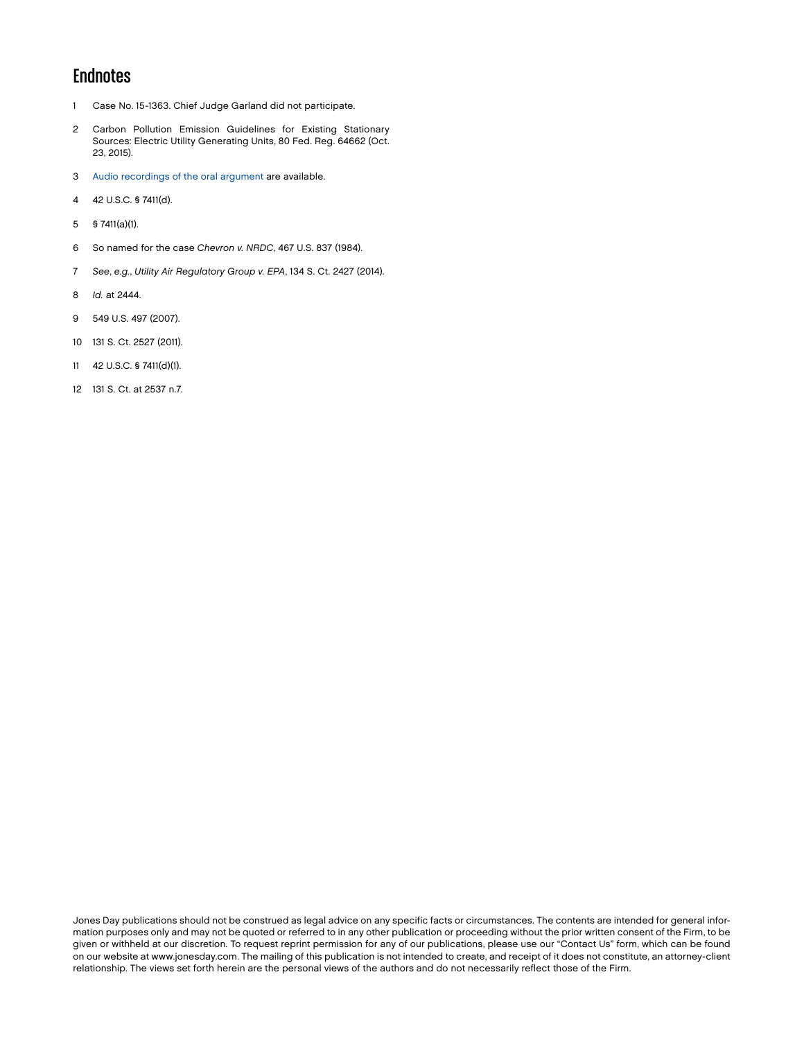## Endnotes

1. Case No. 15-1363. Chief Judge Garland did not participate.
2. Carbon Pollution Emission Guidelines for Existing Stationary Sources: Electric Utility Generating Units, 80 Fed. Reg. 64662 (Oct. 23, 2015).
3. Audio recordings of the oral argument are available.
4. 42 U.S.C. § 7411(d).
5. § 7411(a)(1).
6. So named for the case *Chevron v. NRDC*, 467 U.S. 837 (1984).
7. *See*, *e.g.*, *Utility Air Regulatory Group v. EPA*, 134 S. Ct. 2427 (2014).
8. *Id.* at 2444.
9. 549 U.S. 497 (2007).
10. 131 S. Ct. 2527 (2011).
11. 42 U.S.C. § 7411(d)(1).
12. 131 S. Ct. at 2537 n.7.

Jones Day publications should not be construed as legal advice on any specific facts or circumstances. The contents are intended for general information purposes only and may not be quoted or referred to in any other publication or proceeding without the prior written consent of the Firm, to be given or withheld at our discretion. To request reprint permission for any of our publications, please use our "Contact Us" form, which can be found on our website at www.jonesday.com. The mailing of this publication is not intended to create, and receipt of it does not constitute, an attorney-client relationship. The views set forth herein are the personal views of the authors and do not necessarily reflect those of the Firm.